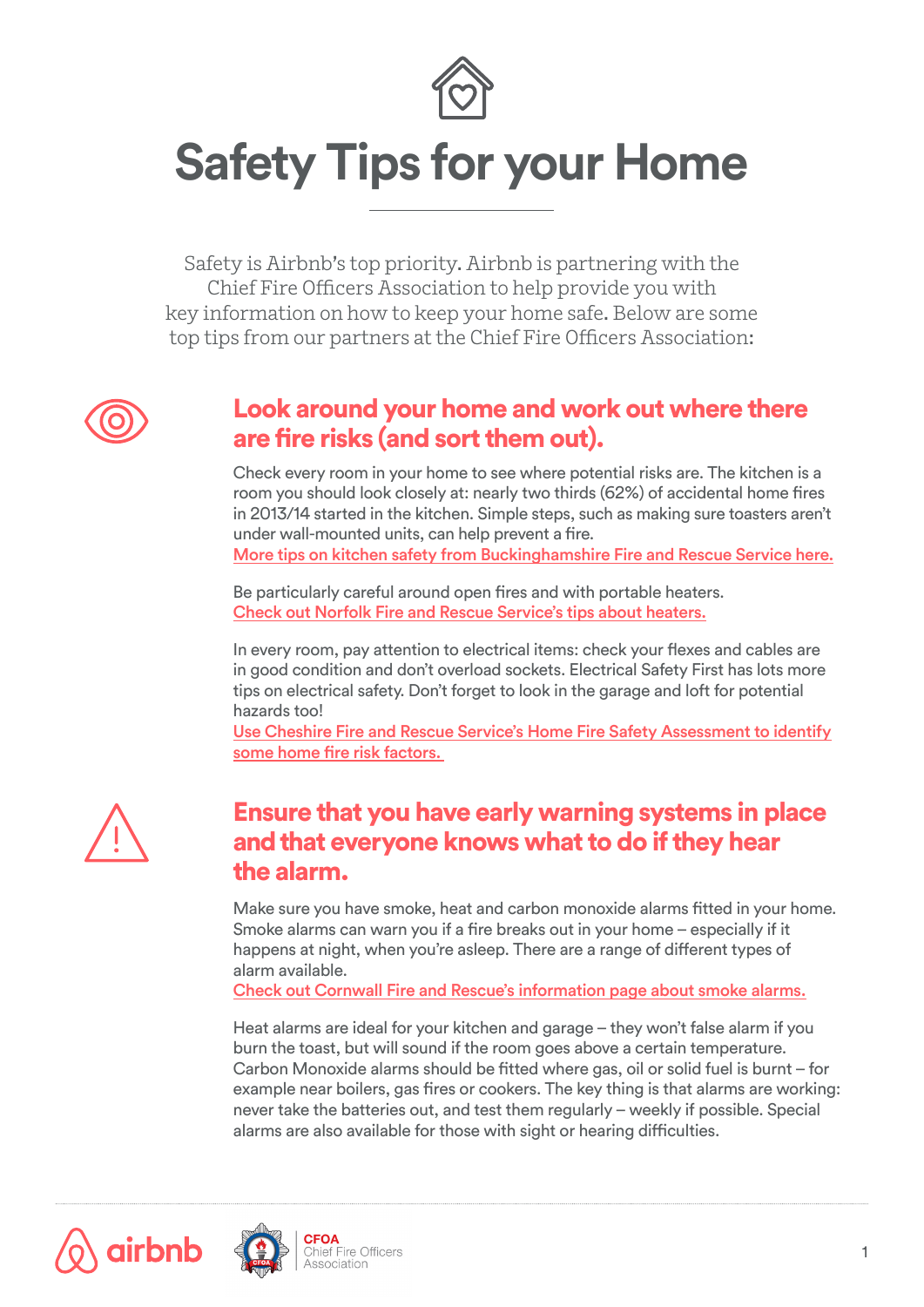# Safety Tips for your Home

Safety is Airbnb's top priority. Airbnb is partnering with the Chief Fire Officers Association to help provide you with key information on how to keep your home safe. Below are some top tips from our partners at the Chief Fire Officers Association:

## Look around your home and work out where there are fire risks (and sort them out).

Check every room in your home to see where potential risks are. The kitchen is a room you should look closely at: nearly two thirds (62%) of accidental home fires in 2013/14 started in the kitchen. Simple steps, such as making sure toasters aren't under wall-mounted units, can help prevent a fire.
More tips on kitchen safety from Buckinghamshire Fire and Rescue Service here.

Be particularly careful around open fires and with portable heaters.
Check out Norfolk Fire and Rescue Service's tips about heaters.

In every room, pay attention to electrical items: check your flexes and cables are in good condition and don't overload sockets. Electrical Safety First has lots more tips on electrical safety. Don't forget to look in the garage and loft for potential hazards too!
Use Cheshire Fire and Rescue Service's Home Fire Safety Assessment to identify some home fire risk factors.

## Ensure that you have early warning systems in place and that everyone knows what to do if they hear the alarm.

Make sure you have smoke, heat and carbon monoxide alarms fitted in your home. Smoke alarms can warn you if a fire breaks out in your home – especially if it happens at night, when you're asleep. There are a range of different types of alarm available.
Check out Cornwall Fire and Rescue's information page about smoke alarms.

Heat alarms are ideal for your kitchen and garage – they won't false alarm if you burn the toast, but will sound if the room goes above a certain temperature. Carbon Monoxide alarms should be fitted where gas, oil or solid fuel is burnt – for example near boilers, gas fires or cookers. The key thing is that alarms are working: never take the batteries out, and test them regularly – weekly if possible. Special alarms are also available for those with sight or hearing difficulties.

airbnb | CFOA Chief Fire Officers Association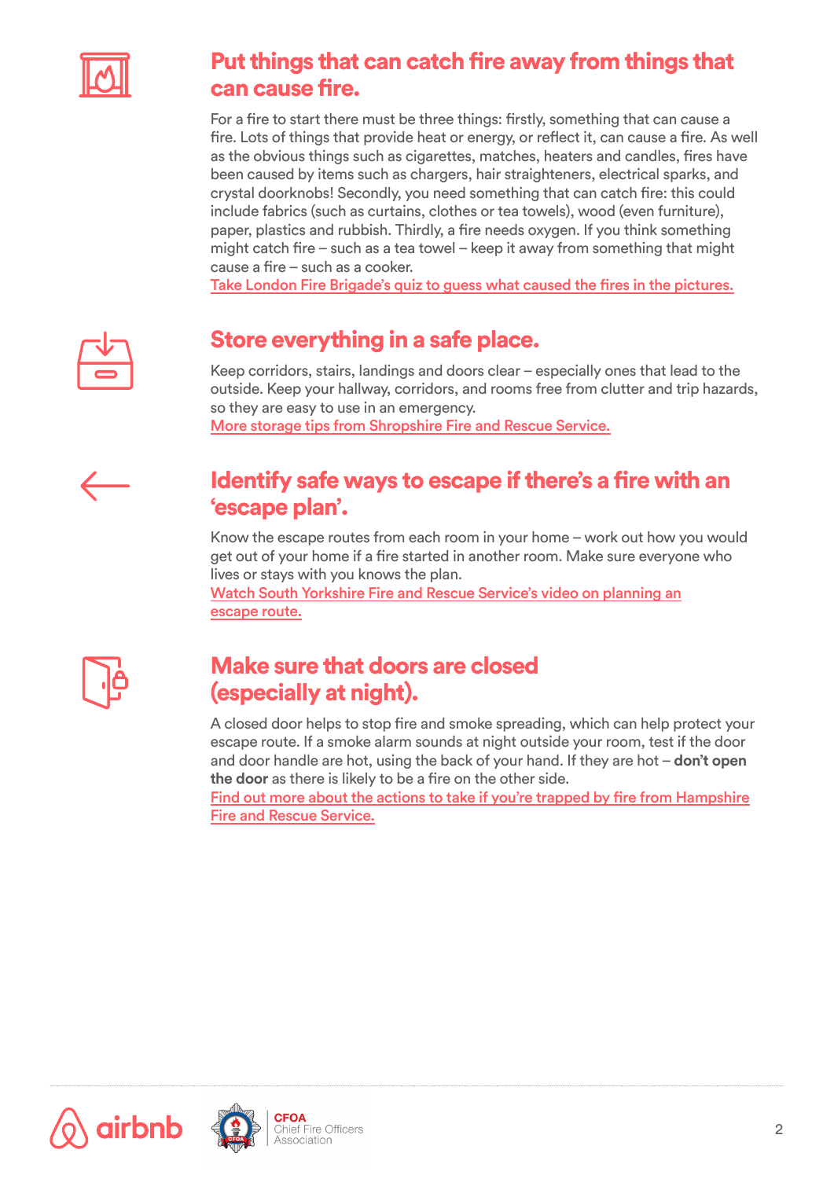## Put things that can catch fire away from things that can cause fire.

For a fire to start there must be three things: firstly, something that can cause a fire. Lots of things that provide heat or energy, or reflect it, can cause a fire. As well as the obvious things such as cigarettes, matches, heaters and candles, fires have been caused by items such as chargers, hair straighteners, electrical sparks, and crystal doorknobs! Secondly, you need something that can catch fire: this could include fabrics (such as curtains, clothes or tea towels), wood (even furniture), paper, plastics and rubbish. Thirdly, a fire needs oxygen. If you think something might catch fire – such as a tea towel – keep it away from something that might cause a fire – such as a cooker.
Take London Fire Brigade's quiz to guess what caused the fires in the pictures.

## Store everything in a safe place.

Keep corridors, stairs, landings and doors clear – especially ones that lead to the outside. Keep your hallway, corridors, and rooms free from clutter and trip hazards, so they are easy to use in an emergency.
More storage tips from Shropshire Fire and Rescue Service.

## Identify safe ways to escape if there's a fire with an 'escape plan'.

Know the escape routes from each room in your home – work out how you would get out of your home if a fire started in another room. Make sure everyone who lives or stays with you knows the plan.
Watch South Yorkshire Fire and Rescue Service's video on planning an escape route.

## Make sure that doors are closed (especially at night).

A closed door helps to stop fire and smoke spreading, which can help protect your escape route. If a smoke alarm sounds at night outside your room, test if the door and door handle are hot, using the back of your hand. If they are hot – **don't open the door** as there is likely to be a fire on the other side.
Find out more about the actions to take if you're trapped by fire from Hampshire Fire and Rescue Service.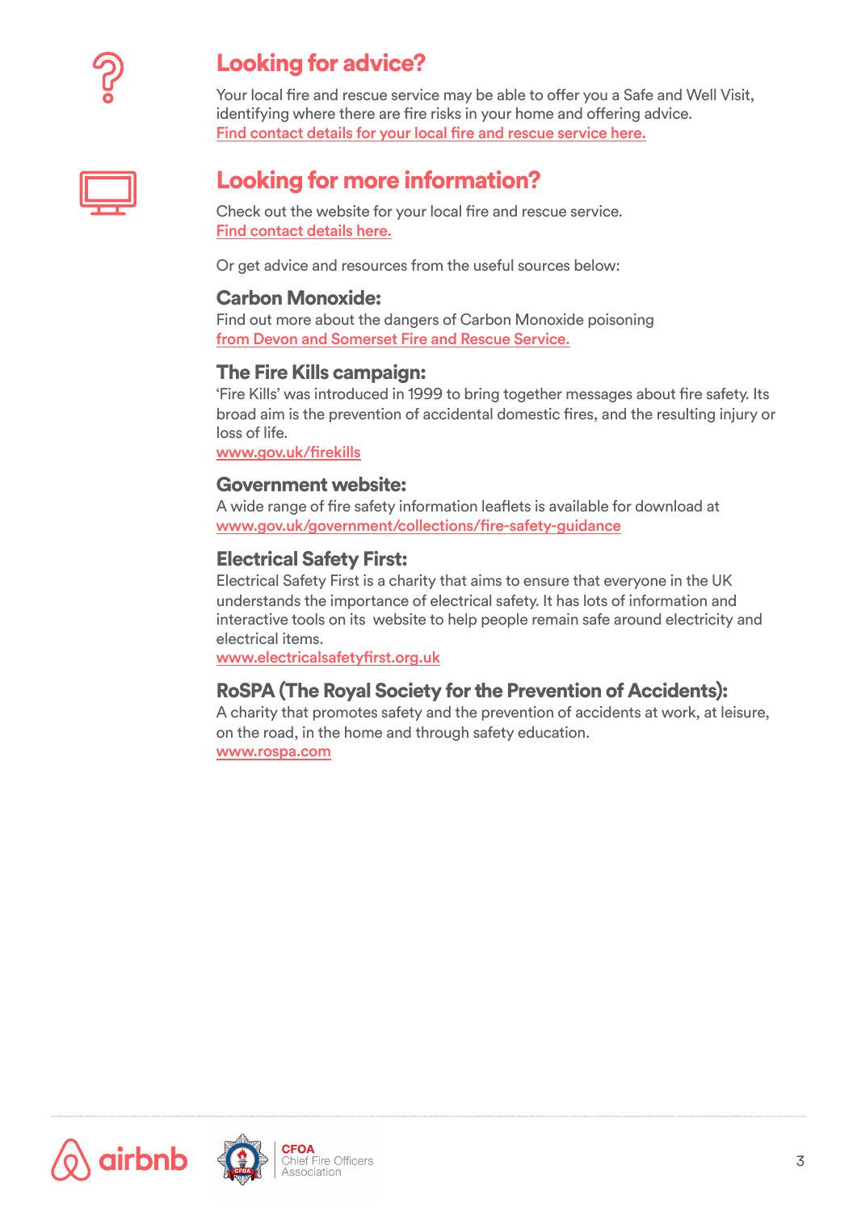## Looking for advice?

Your local fire and rescue service may be able to offer you a Safe and Well Visit, identifying where there are fire risks in your home and offering advice.
Find contact details for your local fire and rescue service here.

## Looking for more information?

Check out the website for your local fire and rescue service.
Find contact details here.

Or get advice and resources from the useful sources below:

### Carbon Monoxide:

Find out more about the dangers of Carbon Monoxide poisoning
from Devon and Somerset Fire and Rescue Service.

### The Fire Kills campaign:

'Fire Kills' was introduced in 1999 to bring together messages about fire safety. Its broad aim is the prevention of accidental domestic fires, and the resulting injury or loss of life.
www.gov.uk/firekills

### Government website:

A wide range of fire safety information leaflets is available for download at
www.gov.uk/government/collections/fire-safety-guidance

### Electrical Safety First:

Electrical Safety First is a charity that aims to ensure that everyone in the UK understands the importance of electrical safety. It has lots of information and interactive tools on its website to help people remain safe around electricity and electrical items.
www.electricalsafetyfirst.org.uk

### RoSPA (The Royal Society for the Prevention of Accidents):

A charity that promotes safety and the prevention of accidents at work, at leisure, on the road, in the home and through safety education.
www.rospa.com

airbnb

CFOA Chief Fire Officers Association